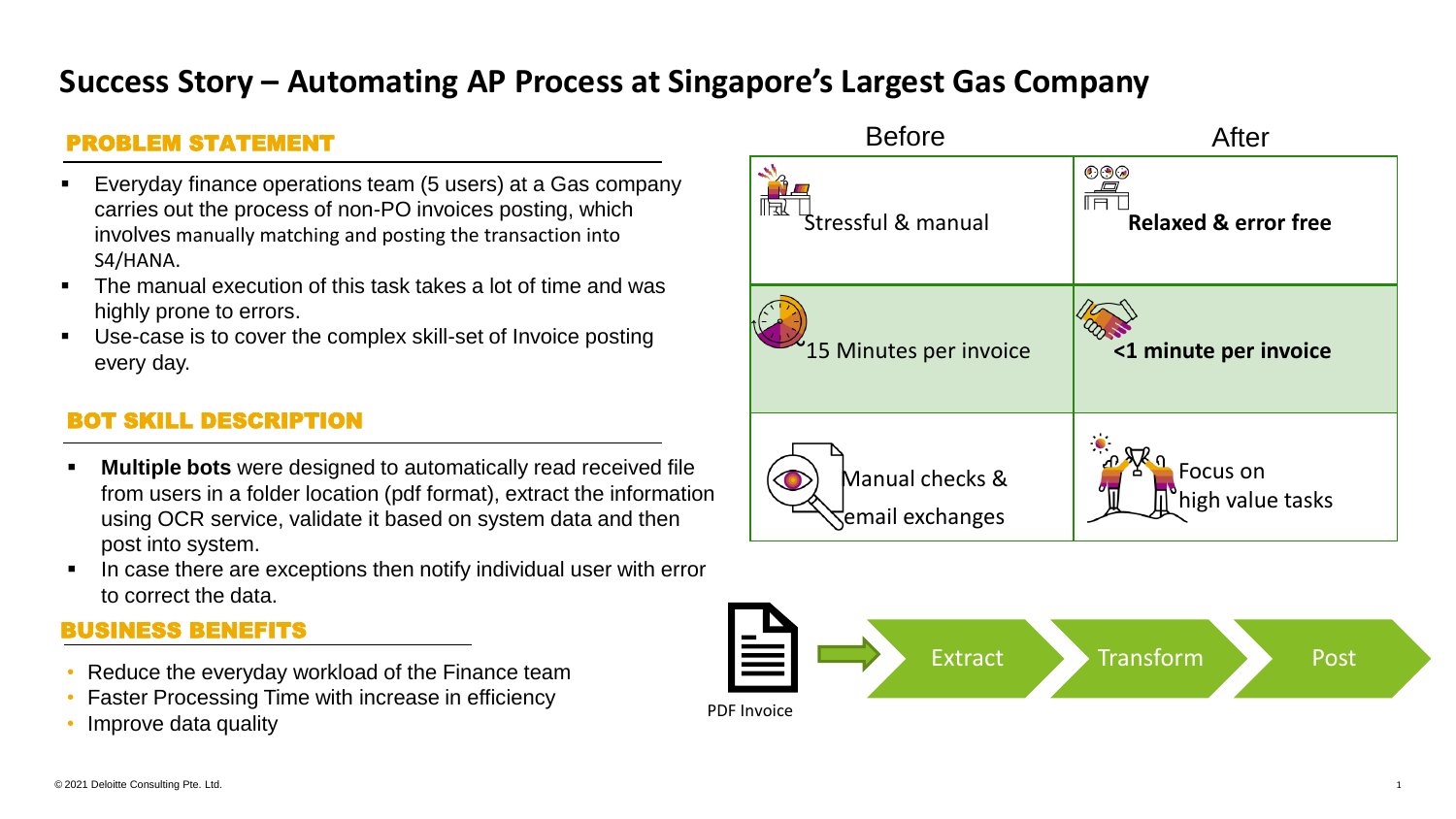# Success Story – Automating AP Process at Singapore's Largest Gas Company

## PROBLEM STATEMENT

- Everyday finance operations team (5 users) at a Gas company carries out the process of non-PO invoices posting, which involves manually matching and posting the transaction into S4/HANA.
- The manual execution of this task takes a lot of time and was highly prone to errors.
- Use-case is to cover the complex skill-set of Invoice posting every day.

## BOT SKILL DESCRIPTION

- **Multiple bots** were designed to automatically read received file from users in a folder location (pdf format), extract the information using OCR service, validate it based on system data and then post into system.
- In case there are exceptions then notify individual user with error to correct the data.

## BUSINESS BENEFITS

- Reduce the everyday workload of the Finance team
- Faster Processing Time with increase in efficiency
- Improve data quality

| Before | After |
|---|---|
| Stressful & manual | **Relaxed & error free** |
| 15 Minutes per invoice | **<1 minute per invoice** |
| Manual checks & email exchanges | Focus on high value tasks |

PDF Invoice → Extract → Transform → Post

© 2021 Deloitte Consulting Pte. Ltd.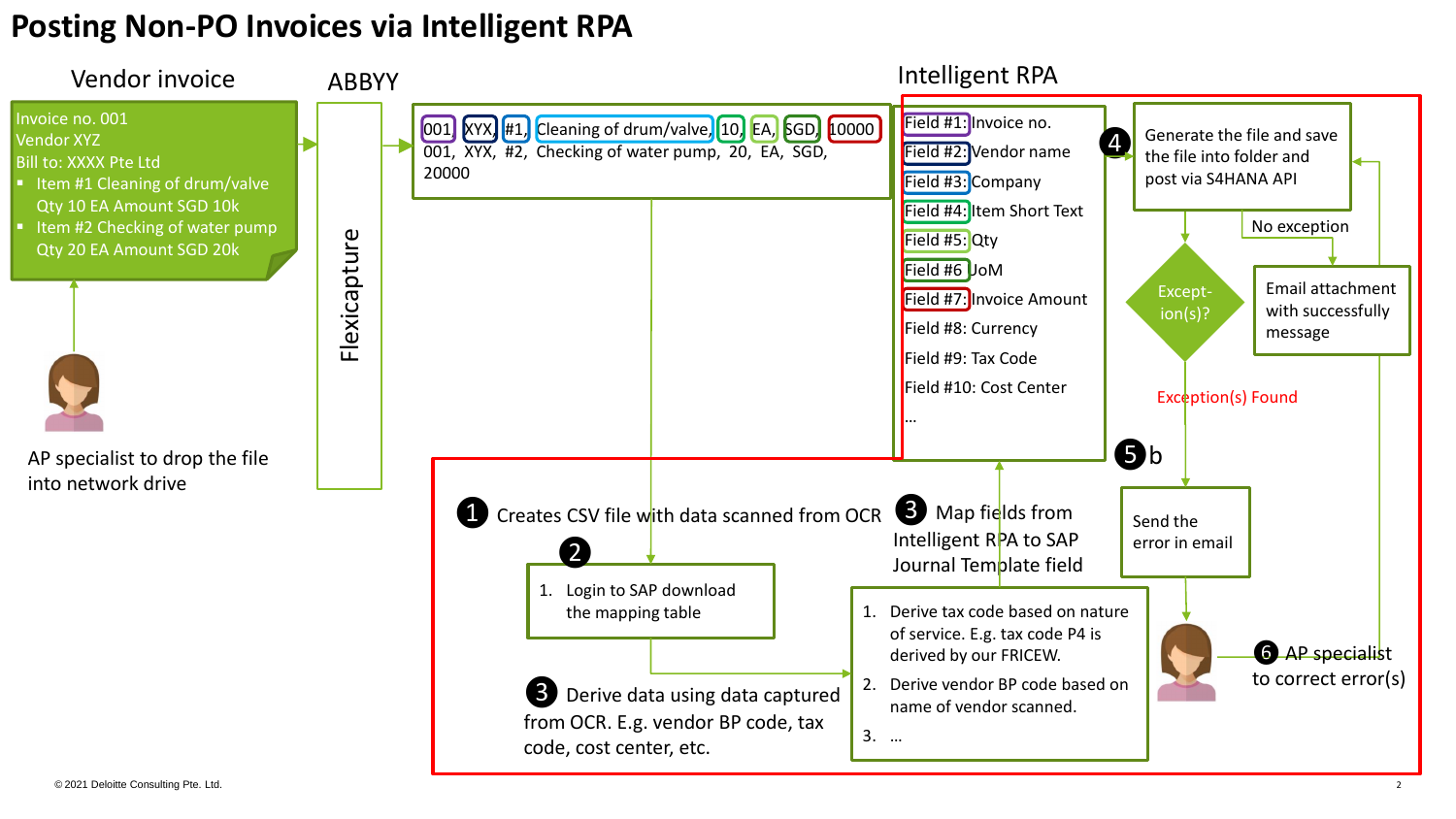# Posting Non-PO Invoices via Intelligent RPA

## Vendor invoice

Invoice no. 001
Vendor XYZ
Bill to: XXXX Pte Ltd

- Item #1 Cleaning of drum/valve
  Qty 10 EA Amount SGD 10k
- Item #2 Checking of water pump
  Qty 20 EA Amount SGD 20k

AP specialist to drop the file into network drive

## ABBYY

Flexicapture

001, XYX, #1, Cleaning of drum/valve, 10, EA, SGD, 10000
001, XYX, #2, Checking of water pump, 20, EA, SGD, 20000

## Intelligent RPA

- Field #1: Invoice no.
- Field #2: Vendor name
- Field #3: Company
- Field #4: Item Short Text
- Field #5: Qty
- Field #6 UoM
- Field #7: Invoice Amount
- Field #8: Currency
- Field #9: Tax Code
- Field #10: Cost Center
- ...

**1** Creates CSV file with data scanned from OCR

**2**
1. Login to SAP download the mapping table

**3** Derive data using data captured from OCR. E.g. vendor BP code, tax code, cost center, etc.

**3** Map fields from Intelligent RPA to SAP Journal Template field

1. Derive tax code based on nature of service. E.g. tax code P4 is derived by our FRICEW.
2. Derive vendor BP code based on name of vendor scanned.
3. ...

**4** Generate the file and save the file into folder and post via S4HANA API

Exception(s)?

No exception → Email attachment with successfully message

Exception(s) Found

**5** b Send the error in email

**6** AP specialist to correct error(s)

© 2021 Deloitte Consulting Pte. Ltd.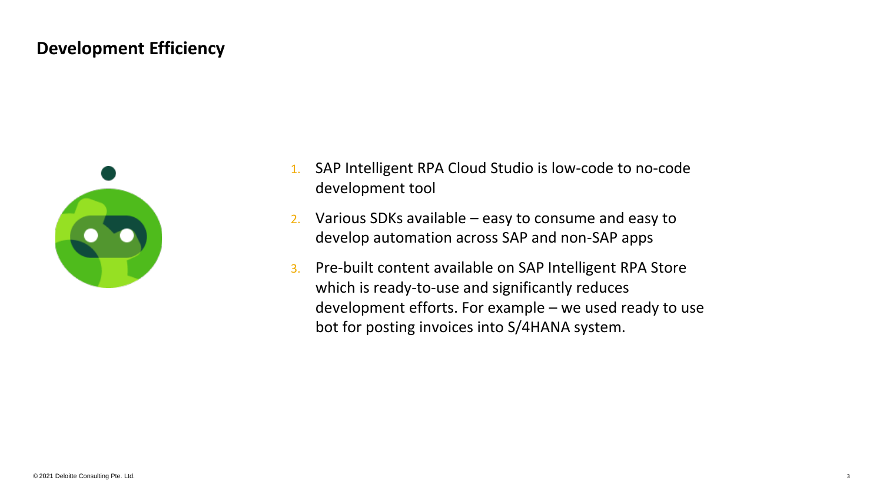## Development Efficiency

1. SAP Intelligent RPA Cloud Studio is low-code to no-code development tool
2. Various SDKs available – easy to consume and easy to develop automation across SAP and non-SAP apps
3. Pre-built content available on SAP Intelligent RPA Store which is ready-to-use and significantly reduces development efforts. For example – we used ready to use bot for posting invoices into S/4HANA system.

© 2021 Deloitte Consulting Pte. Ltd.